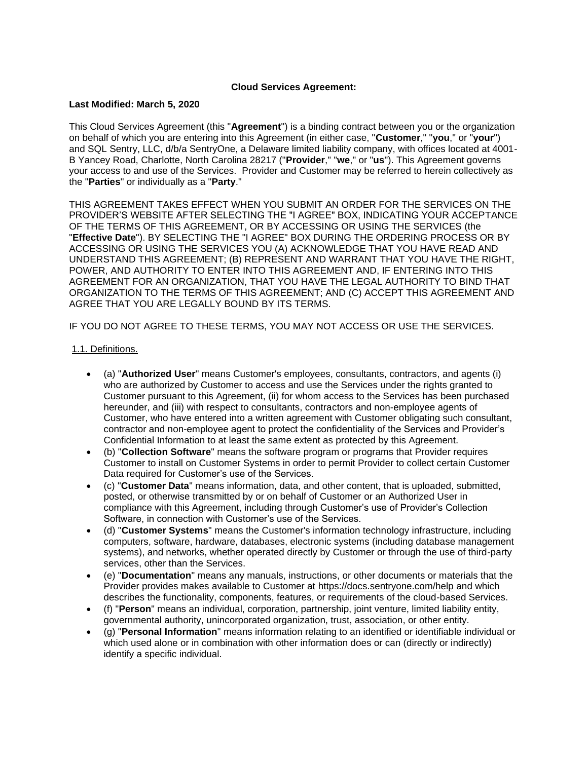**Cloud Services Agreement:**

**Last Modified: March 5, 2020**

This Cloud Services Agreement (this "**Agreement**") is a binding contract between you or the organization on behalf of which you are entering into this Agreement (in either case, "**Customer**," "**you**," or "**your**") and SQL Sentry, LLC, d/b/a SentryOne, a Delaware limited liability company, with offices located at 4001-B Yancey Road, Charlotte, North Carolina 28217 ("**Provider**," "**we**," or "**us**"). This Agreement governs your access to and use of the Services. Provider and Customer may be referred to herein collectively as the "**Parties**" or individually as a "**Party**."

THIS AGREEMENT TAKES EFFECT WHEN YOU SUBMIT AN ORDER FOR THE SERVICES ON THE PROVIDER'S WEBSITE AFTER SELECTING THE "I AGREE" BOX, INDICATING YOUR ACCEPTANCE OF THE TERMS OF THIS AGREEMENT, OR BY ACCESSING OR USING THE SERVICES (the "**Effective Date**"). BY SELECTING THE "I AGREE" BOX DURING THE ORDERING PROCESS OR BY ACCESSING OR USING THE SERVICES YOU (A) ACKNOWLEDGE THAT YOU HAVE READ AND UNDERSTAND THIS AGREEMENT; (B) REPRESENT AND WARRANT THAT YOU HAVE THE RIGHT, POWER, AND AUTHORITY TO ENTER INTO THIS AGREEMENT AND, IF ENTERING INTO THIS AGREEMENT FOR AN ORGANIZATION, THAT YOU HAVE THE LEGAL AUTHORITY TO BIND THAT ORGANIZATION TO THE TERMS OF THIS AGREEMENT; AND (C) ACCEPT THIS AGREEMENT AND AGREE THAT YOU ARE LEGALLY BOUND BY ITS TERMS.

IF YOU DO NOT AGREE TO THESE TERMS, YOU MAY NOT ACCESS OR USE THE SERVICES.

1.1. Definitions.

- (a) "**Authorized User**" means Customer's employees, consultants, contractors, and agents (i) who are authorized by Customer to access and use the Services under the rights granted to Customer pursuant to this Agreement, (ii) for whom access to the Services has been purchased hereunder, and (iii) with respect to consultants, contractors and non-employee agents of Customer, who have entered into a written agreement with Customer obligating such consultant, contractor and non-employee agent to protect the confidentiality of the Services and Provider's Confidential Information to at least the same extent as protected by this Agreement.
- (b) "**Collection Software**" means the software program or programs that Provider requires Customer to install on Customer Systems in order to permit Provider to collect certain Customer Data required for Customer's use of the Services.
- (c) "**Customer Data**" means information, data, and other content, that is uploaded, submitted, posted, or otherwise transmitted by or on behalf of Customer or an Authorized User in compliance with this Agreement, including through Customer's use of Provider's Collection Software, in connection with Customer's use of the Services.
- (d) "**Customer Systems**" means the Customer's information technology infrastructure, including computers, software, hardware, databases, electronic systems (including database management systems), and networks, whether operated directly by Customer or through the use of third-party services, other than the Services.
- (e) "**Documentation**" means any manuals, instructions, or other documents or materials that the Provider provides makes available to Customer at https://docs.sentryone.com/help and which describes the functionality, components, features, or requirements of the cloud-based Services.
- (f) "**Person**" means an individual, corporation, partnership, joint venture, limited liability entity, governmental authority, unincorporated organization, trust, association, or other entity.
- (g) "**Personal Information**" means information relating to an identified or identifiable individual or which used alone or in combination with other information does or can (directly or indirectly) identify a specific individual.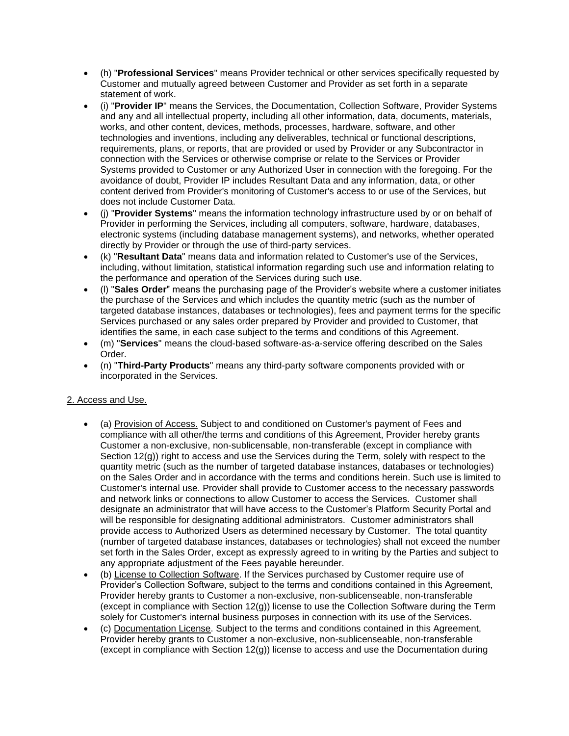- (h) "**Professional Services**" means Provider technical or other services specifically requested by Customer and mutually agreed between Customer and Provider as set forth in a separate statement of work.
- (i) "**Provider IP**" means the Services, the Documentation, Collection Software, Provider Systems and any and all intellectual property, including all other information, data, documents, materials, works, and other content, devices, methods, processes, hardware, software, and other technologies and inventions, including any deliverables, technical or functional descriptions, requirements, plans, or reports, that are provided or used by Provider or any Subcontractor in connection with the Services or otherwise comprise or relate to the Services or Provider Systems provided to Customer or any Authorized User in connection with the foregoing. For the avoidance of doubt, Provider IP includes Resultant Data and any information, data, or other content derived from Provider's monitoring of Customer's access to or use of the Services, but does not include Customer Data.
- (j) "**Provider Systems**" means the information technology infrastructure used by or on behalf of Provider in performing the Services, including all computers, software, hardware, databases, electronic systems (including database management systems), and networks, whether operated directly by Provider or through the use of third-party services.
- (k) "**Resultant Data**" means data and information related to Customer's use of the Services, including, without limitation, statistical information regarding such use and information relating to the performance and operation of the Services during such use.
- (l) "**Sales Order**" means the purchasing page of the Provider's website where a customer initiates the purchase of the Services and which includes the quantity metric (such as the number of targeted database instances, databases or technologies), fees and payment terms for the specific Services purchased or any sales order prepared by Provider and provided to Customer, that identifies the same, in each case subject to the terms and conditions of this Agreement.
- (m) "**Services**" means the cloud-based software-as-a-service offering described on the Sales Order.
- (n) "**Third-Party Products**" means any third-party software components provided with or incorporated in the Services.

2. Access and Use.

- (a) Provision of Access. Subject to and conditioned on Customer's payment of Fees and compliance with all other/the terms and conditions of this Agreement, Provider hereby grants Customer a non-exclusive, non-sublicensable, non-transferable (except in compliance with Section 12(g)) right to access and use the Services during the Term, solely with respect to the quantity metric (such as the number of targeted database instances, databases or technologies) on the Sales Order and in accordance with the terms and conditions herein. Such use is limited to Customer's internal use. Provider shall provide to Customer access to the necessary passwords and network links or connections to allow Customer to access the Services. Customer shall designate an administrator that will have access to the Customer's Platform Security Portal and will be responsible for designating additional administrators. Customer administrators shall provide access to Authorized Users as determined necessary by Customer. The total quantity (number of targeted database instances, databases or technologies) shall not exceed the number set forth in the Sales Order, except as expressly agreed to in writing by the Parties and subject to any appropriate adjustment of the Fees payable hereunder.
- (b) License to Collection Software. If the Services purchased by Customer require use of Provider's Collection Software, subject to the terms and conditions contained in this Agreement, Provider hereby grants to Customer a non-exclusive, non-sublicenseable, non-transferable (except in compliance with Section 12(g)) license to use the Collection Software during the Term solely for Customer's internal business purposes in connection with its use of the Services.
- (c) Documentation License. Subject to the terms and conditions contained in this Agreement, Provider hereby grants to Customer a non-exclusive, non-sublicenseable, non-transferable (except in compliance with Section 12(g)) license to access and use the Documentation during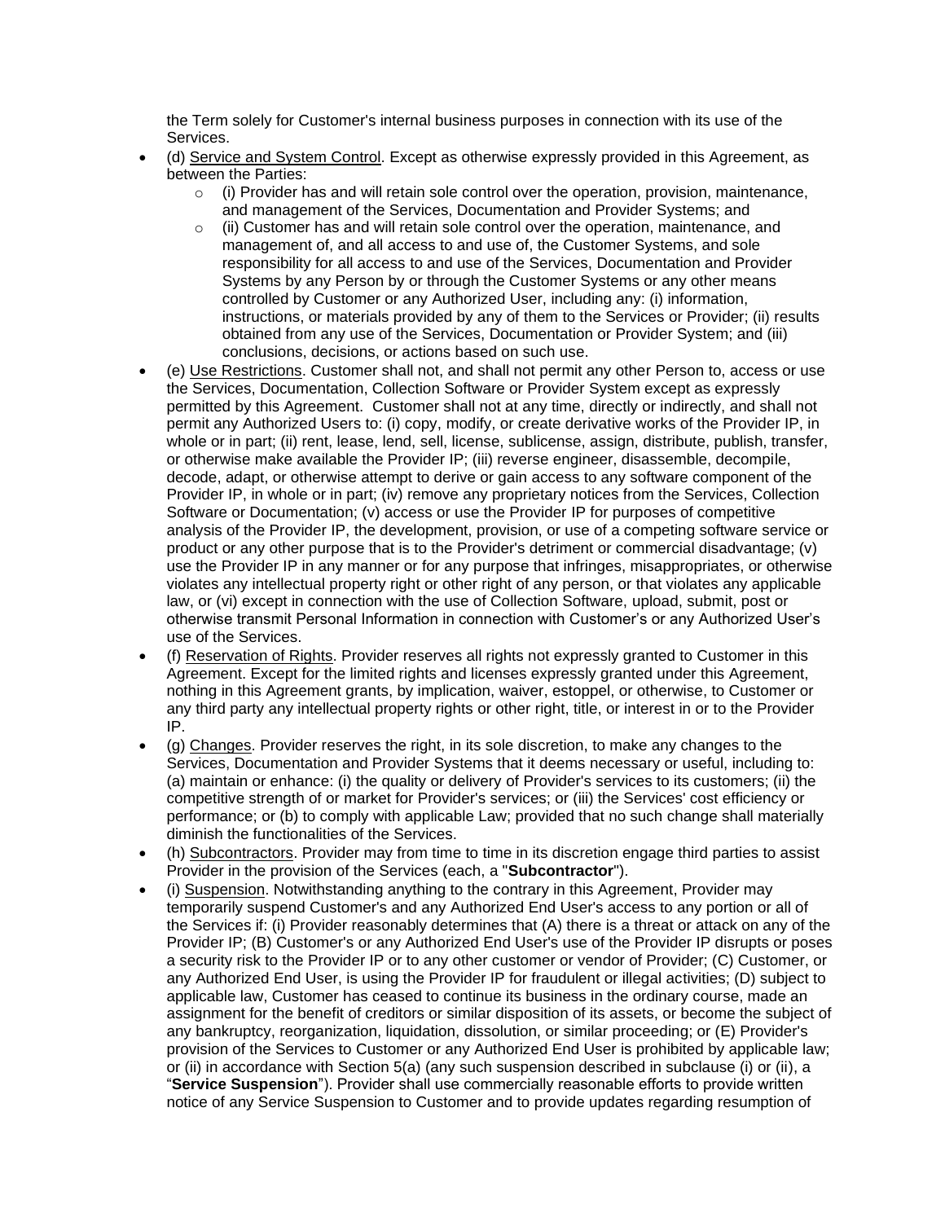the Term solely for Customer's internal business purposes in connection with its use of the Services.

- (d) Service and System Control. Except as otherwise expressly provided in this Agreement, as between the Parties:
  - (i) Provider has and will retain sole control over the operation, provision, maintenance, and management of the Services, Documentation and Provider Systems; and
  - (ii) Customer has and will retain sole control over the operation, maintenance, and management of, and all access to and use of, the Customer Systems, and sole responsibility for all access to and use of the Services, Documentation and Provider Systems by any Person by or through the Customer Systems or any other means controlled by Customer or any Authorized User, including any: (i) information, instructions, or materials provided by any of them to the Services or Provider; (ii) results obtained from any use of the Services, Documentation or Provider System; and (iii) conclusions, decisions, or actions based on such use.
- (e) Use Restrictions. Customer shall not, and shall not permit any other Person to, access or use the Services, Documentation, Collection Software or Provider System except as expressly permitted by this Agreement. Customer shall not at any time, directly or indirectly, and shall not permit any Authorized Users to: (i) copy, modify, or create derivative works of the Provider IP, in whole or in part; (ii) rent, lease, lend, sell, license, sublicense, assign, distribute, publish, transfer, or otherwise make available the Provider IP; (iii) reverse engineer, disassemble, decompile, decode, adapt, or otherwise attempt to derive or gain access to any software component of the Provider IP, in whole or in part; (iv) remove any proprietary notices from the Services, Collection Software or Documentation; (v) access or use the Provider IP for purposes of competitive analysis of the Provider IP, the development, provision, or use of a competing software service or product or any other purpose that is to the Provider's detriment or commercial disadvantage; (v) use the Provider IP in any manner or for any purpose that infringes, misappropriates, or otherwise violates any intellectual property right or other right of any person, or that violates any applicable law, or (vi) except in connection with the use of Collection Software, upload, submit, post or otherwise transmit Personal Information in connection with Customer's or any Authorized User's use of the Services.
- (f) Reservation of Rights. Provider reserves all rights not expressly granted to Customer in this Agreement. Except for the limited rights and licenses expressly granted under this Agreement, nothing in this Agreement grants, by implication, waiver, estoppel, or otherwise, to Customer or any third party any intellectual property rights or other right, title, or interest in or to the Provider IP.
- (g) Changes. Provider reserves the right, in its sole discretion, to make any changes to the Services, Documentation and Provider Systems that it deems necessary or useful, including to: (a) maintain or enhance: (i) the quality or delivery of Provider's services to its customers; (ii) the competitive strength of or market for Provider's services; or (iii) the Services' cost efficiency or performance; or (b) to comply with applicable Law; provided that no such change shall materially diminish the functionalities of the Services.
- (h) Subcontractors. Provider may from time to time in its discretion engage third parties to assist Provider in the provision of the Services (each, a "**Subcontractor**").
- (i) Suspension. Notwithstanding anything to the contrary in this Agreement, Provider may temporarily suspend Customer's and any Authorized End User's access to any portion or all of the Services if: (i) Provider reasonably determines that (A) there is a threat or attack on any of the Provider IP; (B) Customer's or any Authorized End User's use of the Provider IP disrupts or poses a security risk to the Provider IP or to any other customer or vendor of Provider; (C) Customer, or any Authorized End User, is using the Provider IP for fraudulent or illegal activities; (D) subject to applicable law, Customer has ceased to continue its business in the ordinary course, made an assignment for the benefit of creditors or similar disposition of its assets, or become the subject of any bankruptcy, reorganization, liquidation, dissolution, or similar proceeding; or (E) Provider's provision of the Services to Customer or any Authorized End User is prohibited by applicable law; or (ii) in accordance with Section 5(a) (any such suspension described in subclause (i) or (ii), a "**Service Suspension**"). Provider shall use commercially reasonable efforts to provide written notice of any Service Suspension to Customer and to provide updates regarding resumption of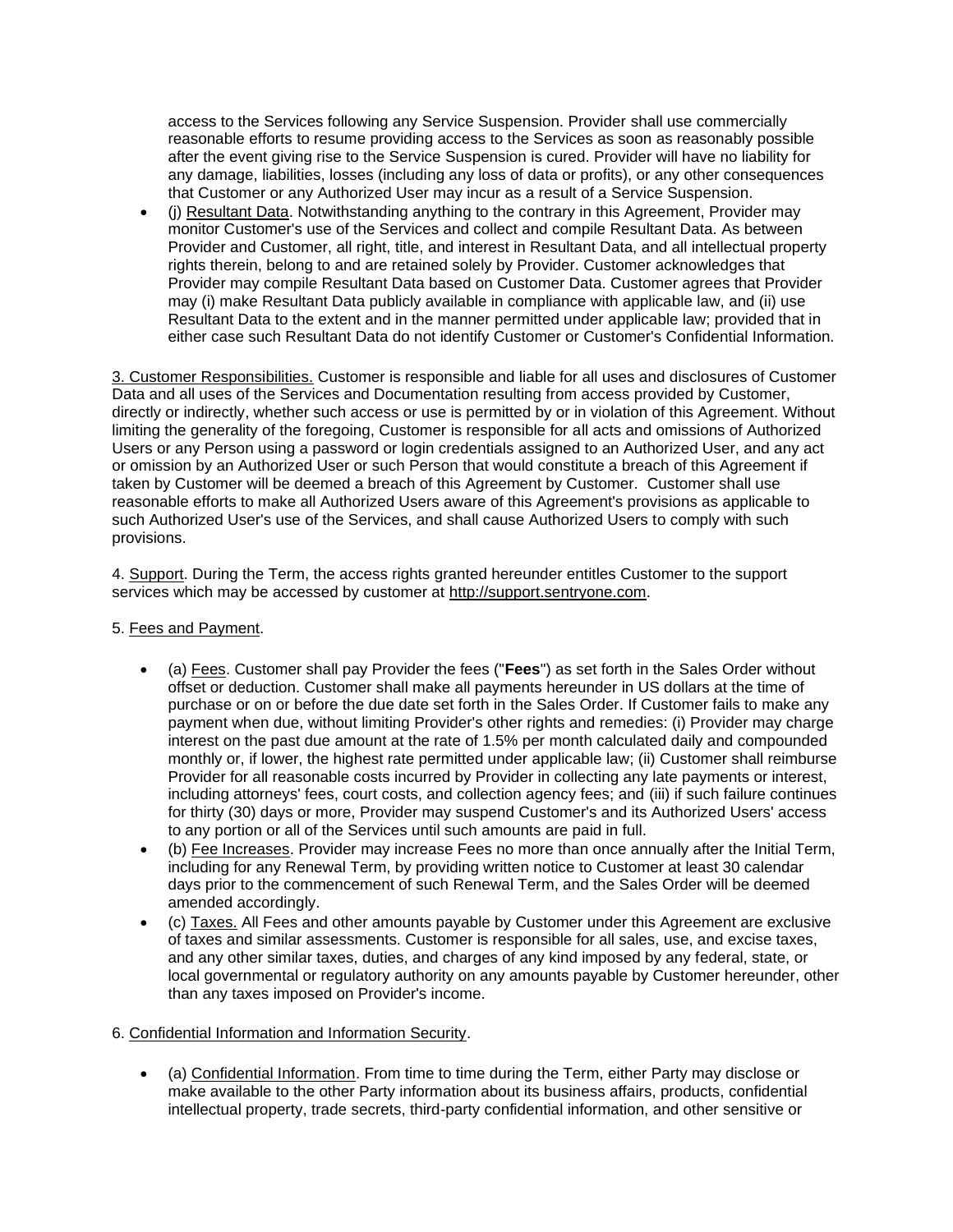access to the Services following any Service Suspension. Provider shall use commercially reasonable efforts to resume providing access to the Services as soon as reasonably possible after the event giving rise to the Service Suspension is cured. Provider will have no liability for any damage, liabilities, losses (including any loss of data or profits), or any other consequences that Customer or any Authorized User may incur as a result of a Service Suspension.

- (j) Resultant Data. Notwithstanding anything to the contrary in this Agreement, Provider may monitor Customer's use of the Services and collect and compile Resultant Data. As between Provider and Customer, all right, title, and interest in Resultant Data, and all intellectual property rights therein, belong to and are retained solely by Provider. Customer acknowledges that Provider may compile Resultant Data based on Customer Data. Customer agrees that Provider may (i) make Resultant Data publicly available in compliance with applicable law, and (ii) use Resultant Data to the extent and in the manner permitted under applicable law; provided that in either case such Resultant Data do not identify Customer or Customer's Confidential Information.

3. Customer Responsibilities. Customer is responsible and liable for all uses and disclosures of Customer Data and all uses of the Services and Documentation resulting from access provided by Customer, directly or indirectly, whether such access or use is permitted by or in violation of this Agreement. Without limiting the generality of the foregoing, Customer is responsible for all acts and omissions of Authorized Users or any Person using a password or login credentials assigned to an Authorized User, and any act or omission by an Authorized User or such Person that would constitute a breach of this Agreement if taken by Customer will be deemed a breach of this Agreement by Customer. Customer shall use reasonable efforts to make all Authorized Users aware of this Agreement's provisions as applicable to such Authorized User's use of the Services, and shall cause Authorized Users to comply with such provisions.

4. Support. During the Term, the access rights granted hereunder entitles Customer to the support services which may be accessed by customer at http://support.sentryone.com.

5. Fees and Payment.

- (a) Fees. Customer shall pay Provider the fees ("**Fees**") as set forth in the Sales Order without offset or deduction. Customer shall make all payments hereunder in US dollars at the time of purchase or on or before the due date set forth in the Sales Order. If Customer fails to make any payment when due, without limiting Provider's other rights and remedies: (i) Provider may charge interest on the past due amount at the rate of 1.5% per month calculated daily and compounded monthly or, if lower, the highest rate permitted under applicable law; (ii) Customer shall reimburse Provider for all reasonable costs incurred by Provider in collecting any late payments or interest, including attorneys' fees, court costs, and collection agency fees; and (iii) if such failure continues for thirty (30) days or more, Provider may suspend Customer's and its Authorized Users' access to any portion or all of the Services until such amounts are paid in full.
- (b) Fee Increases. Provider may increase Fees no more than once annually after the Initial Term, including for any Renewal Term, by providing written notice to Customer at least 30 calendar days prior to the commencement of such Renewal Term, and the Sales Order will be deemed amended accordingly.
- (c) Taxes. All Fees and other amounts payable by Customer under this Agreement are exclusive of taxes and similar assessments. Customer is responsible for all sales, use, and excise taxes, and any other similar taxes, duties, and charges of any kind imposed by any federal, state, or local governmental or regulatory authority on any amounts payable by Customer hereunder, other than any taxes imposed on Provider's income.

6. Confidential Information and Information Security.

- (a) Confidential Information. From time to time during the Term, either Party may disclose or make available to the other Party information about its business affairs, products, confidential intellectual property, trade secrets, third-party confidential information, and other sensitive or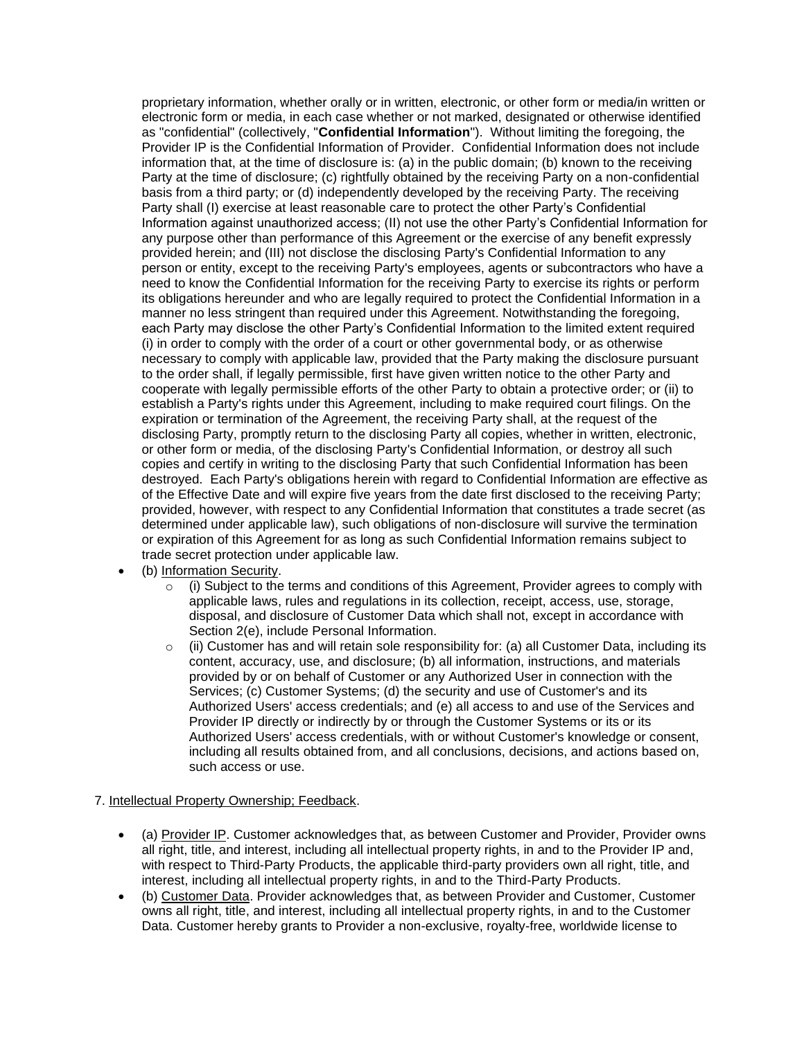proprietary information, whether orally or in written, electronic, or other form or media/in written or electronic form or media, in each case whether or not marked, designated or otherwise identified as "confidential" (collectively, "**Confidential Information**"). Without limiting the foregoing, the Provider IP is the Confidential Information of Provider. Confidential Information does not include information that, at the time of disclosure is: (a) in the public domain; (b) known to the receiving Party at the time of disclosure; (c) rightfully obtained by the receiving Party on a non-confidential basis from a third party; or (d) independently developed by the receiving Party. The receiving Party shall (I) exercise at least reasonable care to protect the other Party's Confidential Information against unauthorized access; (II) not use the other Party's Confidential Information for any purpose other than performance of this Agreement or the exercise of any benefit expressly provided herein; and (III) not disclose the disclosing Party's Confidential Information to any person or entity, except to the receiving Party's employees, agents or subcontractors who have a need to know the Confidential Information for the receiving Party to exercise its rights or perform its obligations hereunder and who are legally required to protect the Confidential Information in a manner no less stringent than required under this Agreement. Notwithstanding the foregoing, each Party may disclose the other Party's Confidential Information to the limited extent required (i) in order to comply with the order of a court or other governmental body, or as otherwise necessary to comply with applicable law, provided that the Party making the disclosure pursuant to the order shall, if legally permissible, first have given written notice to the other Party and cooperate with legally permissible efforts of the other Party to obtain a protective order; or (ii) to establish a Party's rights under this Agreement, including to make required court filings. On the expiration or termination of the Agreement, the receiving Party shall, at the request of the disclosing Party, promptly return to the disclosing Party all copies, whether in written, electronic, or other form or media, of the disclosing Party's Confidential Information, or destroy all such copies and certify in writing to the disclosing Party that such Confidential Information has been destroyed. Each Party's obligations herein with regard to Confidential Information are effective as of the Effective Date and will expire five years from the date first disclosed to the receiving Party; provided, however, with respect to any Confidential Information that constitutes a trade secret (as determined under applicable law), such obligations of non-disclosure will survive the termination or expiration of this Agreement for as long as such Confidential Information remains subject to trade secret protection under applicable law.

- (b) Information Security.
  - (i) Subject to the terms and conditions of this Agreement, Provider agrees to comply with applicable laws, rules and regulations in its collection, receipt, access, use, storage, disposal, and disclosure of Customer Data which shall not, except in accordance with Section 2(e), include Personal Information.
  - (ii) Customer has and will retain sole responsibility for: (a) all Customer Data, including its content, accuracy, use, and disclosure; (b) all information, instructions, and materials provided by or on behalf of Customer or any Authorized User in connection with the Services; (c) Customer Systems; (d) the security and use of Customer's and its Authorized Users' access credentials; and (e) all access to and use of the Services and Provider IP directly or indirectly by or through the Customer Systems or its or its Authorized Users' access credentials, with or without Customer's knowledge or consent, including all results obtained from, and all conclusions, decisions, and actions based on, such access or use.

7. Intellectual Property Ownership; Feedback.

- (a) Provider IP. Customer acknowledges that, as between Customer and Provider, Provider owns all right, title, and interest, including all intellectual property rights, in and to the Provider IP and, with respect to Third-Party Products, the applicable third-party providers own all right, title, and interest, including all intellectual property rights, in and to the Third-Party Products.
- (b) Customer Data. Provider acknowledges that, as between Provider and Customer, Customer owns all right, title, and interest, including all intellectual property rights, in and to the Customer Data. Customer hereby grants to Provider a non-exclusive, royalty-free, worldwide license to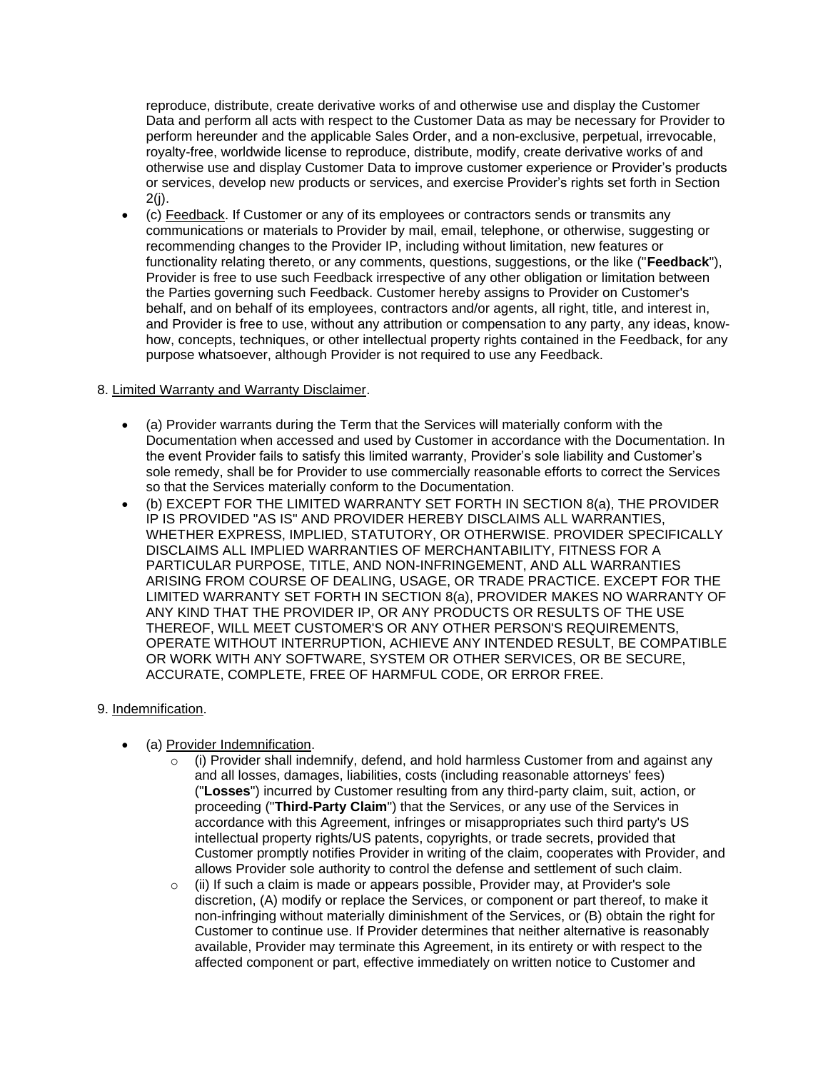reproduce, distribute, create derivative works of and otherwise use and display the Customer Data and perform all acts with respect to the Customer Data as may be necessary for Provider to perform hereunder and the applicable Sales Order, and a non-exclusive, perpetual, irrevocable, royalty-free, worldwide license to reproduce, distribute, modify, create derivative works of and otherwise use and display Customer Data to improve customer experience or Provider's products or services, develop new products or services, and exercise Provider's rights set forth in Section 2(j).

- (c) Feedback. If Customer or any of its employees or contractors sends or transmits any communications or materials to Provider by mail, email, telephone, or otherwise, suggesting or recommending changes to the Provider IP, including without limitation, new features or functionality relating thereto, or any comments, questions, suggestions, or the like ("**Feedback**"), Provider is free to use such Feedback irrespective of any other obligation or limitation between the Parties governing such Feedback. Customer hereby assigns to Provider on Customer's behalf, and on behalf of its employees, contractors and/or agents, all right, title, and interest in, and Provider is free to use, without any attribution or compensation to any party, any ideas, know-how, concepts, techniques, or other intellectual property rights contained in the Feedback, for any purpose whatsoever, although Provider is not required to use any Feedback.

8. Limited Warranty and Warranty Disclaimer.

- (a) Provider warrants during the Term that the Services will materially conform with the Documentation when accessed and used by Customer in accordance with the Documentation. In the event Provider fails to satisfy this limited warranty, Provider's sole liability and Customer's sole remedy, shall be for Provider to use commercially reasonable efforts to correct the Services so that the Services materially conform to the Documentation.
- (b) EXCEPT FOR THE LIMITED WARRANTY SET FORTH IN SECTION 8(a), THE PROVIDER IP IS PROVIDED "AS IS" AND PROVIDER HEREBY DISCLAIMS ALL WARRANTIES, WHETHER EXPRESS, IMPLIED, STATUTORY, OR OTHERWISE. PROVIDER SPECIFICALLY DISCLAIMS ALL IMPLIED WARRANTIES OF MERCHANTABILITY, FITNESS FOR A PARTICULAR PURPOSE, TITLE, AND NON-INFRINGEMENT, AND ALL WARRANTIES ARISING FROM COURSE OF DEALING, USAGE, OR TRADE PRACTICE. EXCEPT FOR THE LIMITED WARRANTY SET FORTH IN SECTION 8(a), PROVIDER MAKES NO WARRANTY OF ANY KIND THAT THE PROVIDER IP, OR ANY PRODUCTS OR RESULTS OF THE USE THEREOF, WILL MEET CUSTOMER'S OR ANY OTHER PERSON'S REQUIREMENTS, OPERATE WITHOUT INTERRUPTION, ACHIEVE ANY INTENDED RESULT, BE COMPATIBLE OR WORK WITH ANY SOFTWARE, SYSTEM OR OTHER SERVICES, OR BE SECURE, ACCURATE, COMPLETE, FREE OF HARMFUL CODE, OR ERROR FREE.

9. Indemnification.

- (a) Provider Indemnification.
  - (i) Provider shall indemnify, defend, and hold harmless Customer from and against any and all losses, damages, liabilities, costs (including reasonable attorneys' fees) ("**Losses**") incurred by Customer resulting from any third-party claim, suit, action, or proceeding ("**Third-Party Claim**") that the Services, or any use of the Services in accordance with this Agreement, infringes or misappropriates such third party's US intellectual property rights/US patents, copyrights, or trade secrets, provided that Customer promptly notifies Provider in writing of the claim, cooperates with Provider, and allows Provider sole authority to control the defense and settlement of such claim.
  - (ii) If such a claim is made or appears possible, Provider may, at Provider's sole discretion, (A) modify or replace the Services, or component or part thereof, to make it non-infringing without materially diminishment of the Services, or (B) obtain the right for Customer to continue use. If Provider determines that neither alternative is reasonably available, Provider may terminate this Agreement, in its entirety or with respect to the affected component or part, effective immediately on written notice to Customer and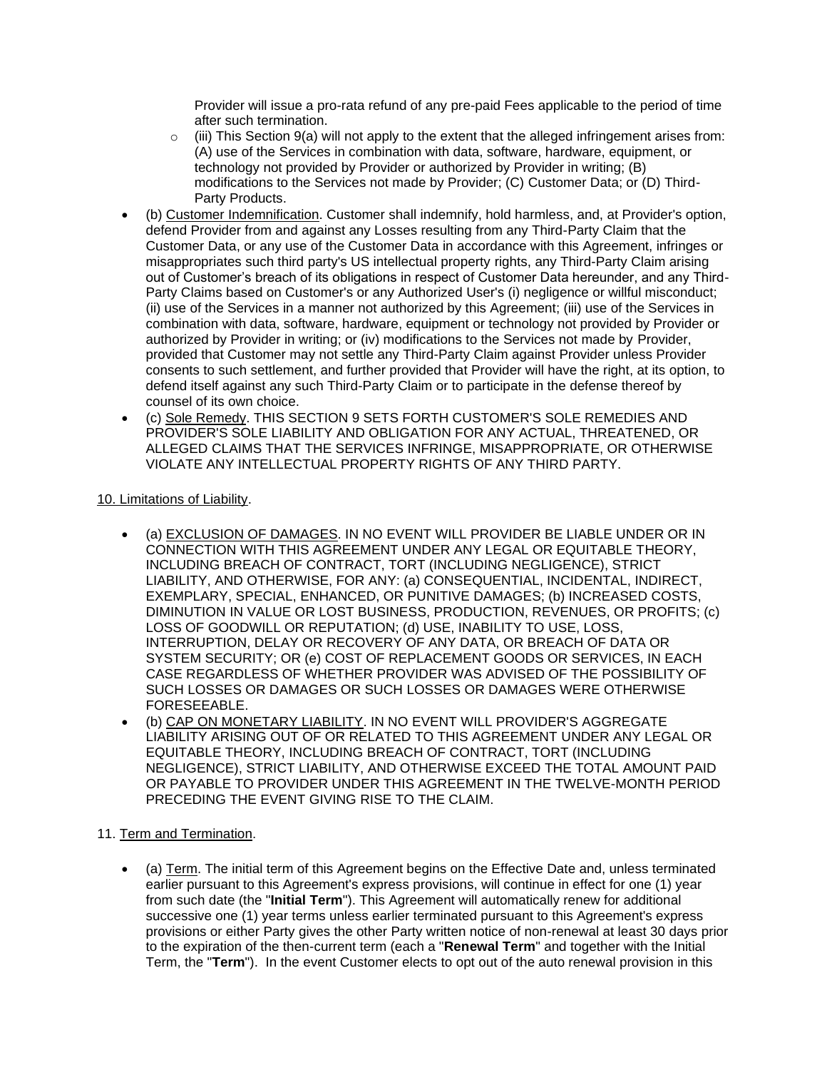Provider will issue a pro-rata refund of any pre-paid Fees applicable to the period of time after such termination.

  - (iii) This Section 9(a) will not apply to the extent that the alleged infringement arises from: (A) use of the Services in combination with data, software, hardware, equipment, or technology not provided by Provider or authorized by Provider in writing; (B) modifications to the Services not made by Provider; (C) Customer Data; or (D) Third-Party Products.

- (b) Customer Indemnification. Customer shall indemnify, hold harmless, and, at Provider's option, defend Provider from and against any Losses resulting from any Third-Party Claim that the Customer Data, or any use of the Customer Data in accordance with this Agreement, infringes or misappropriates such third party's US intellectual property rights, any Third-Party Claim arising out of Customer's breach of its obligations in respect of Customer Data hereunder, and any Third-Party Claims based on Customer's or any Authorized User's (i) negligence or willful misconduct; (ii) use of the Services in a manner not authorized by this Agreement; (iii) use of the Services in combination with data, software, hardware, equipment or technology not provided by Provider or authorized by Provider in writing; or (iv) modifications to the Services not made by Provider, provided that Customer may not settle any Third-Party Claim against Provider unless Provider consents to such settlement, and further provided that Provider will have the right, at its option, to defend itself against any such Third-Party Claim or to participate in the defense thereof by counsel of its own choice.
- (c) Sole Remedy. THIS SECTION 9 SETS FORTH CUSTOMER'S SOLE REMEDIES AND PROVIDER'S SOLE LIABILITY AND OBLIGATION FOR ANY ACTUAL, THREATENED, OR ALLEGED CLAIMS THAT THE SERVICES INFRINGE, MISAPPROPRIATE, OR OTHERWISE VIOLATE ANY INTELLECTUAL PROPERTY RIGHTS OF ANY THIRD PARTY.

10. Limitations of Liability.

- (a) EXCLUSION OF DAMAGES. IN NO EVENT WILL PROVIDER BE LIABLE UNDER OR IN CONNECTION WITH THIS AGREEMENT UNDER ANY LEGAL OR EQUITABLE THEORY, INCLUDING BREACH OF CONTRACT, TORT (INCLUDING NEGLIGENCE), STRICT LIABILITY, AND OTHERWISE, FOR ANY: (a) CONSEQUENTIAL, INCIDENTAL, INDIRECT, EXEMPLARY, SPECIAL, ENHANCED, OR PUNITIVE DAMAGES; (b) INCREASED COSTS, DIMINUTION IN VALUE OR LOST BUSINESS, PRODUCTION, REVENUES, OR PROFITS; (c) LOSS OF GOODWILL OR REPUTATION; (d) USE, INABILITY TO USE, LOSS, INTERRUPTION, DELAY OR RECOVERY OF ANY DATA, OR BREACH OF DATA OR SYSTEM SECURITY; OR (e) COST OF REPLACEMENT GOODS OR SERVICES, IN EACH CASE REGARDLESS OF WHETHER PROVIDER WAS ADVISED OF THE POSSIBILITY OF SUCH LOSSES OR DAMAGES OR SUCH LOSSES OR DAMAGES WERE OTHERWISE FORESEEABLE.
- (b) CAP ON MONETARY LIABILITY. IN NO EVENT WILL PROVIDER'S AGGREGATE LIABILITY ARISING OUT OF OR RELATED TO THIS AGREEMENT UNDER ANY LEGAL OR EQUITABLE THEORY, INCLUDING BREACH OF CONTRACT, TORT (INCLUDING NEGLIGENCE), STRICT LIABILITY, AND OTHERWISE EXCEED THE TOTAL AMOUNT PAID OR PAYABLE TO PROVIDER UNDER THIS AGREEMENT IN THE TWELVE-MONTH PERIOD PRECEDING THE EVENT GIVING RISE TO THE CLAIM.

11. Term and Termination.

- (a) Term. The initial term of this Agreement begins on the Effective Date and, unless terminated earlier pursuant to this Agreement's express provisions, will continue in effect for one (1) year from such date (the "**Initial Term**"). This Agreement will automatically renew for additional successive one (1) year terms unless earlier terminated pursuant to this Agreement's express provisions or either Party gives the other Party written notice of non-renewal at least 30 days prior to the expiration of the then-current term (each a "**Renewal Term**" and together with the Initial Term, the "**Term**"). In the event Customer elects to opt out of the auto renewal provision in this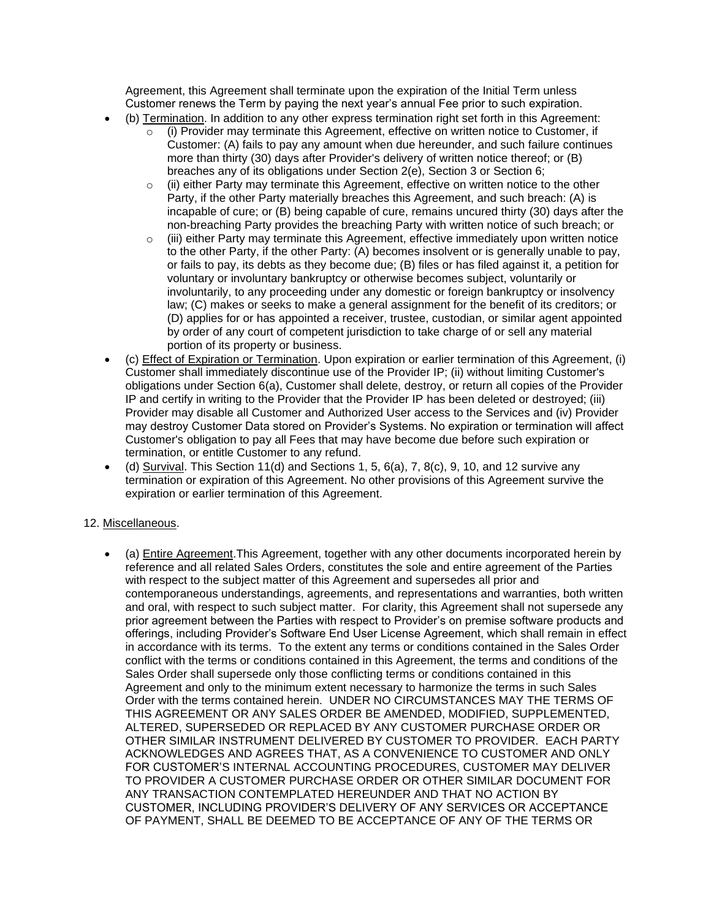Agreement, this Agreement shall terminate upon the expiration of the Initial Term unless Customer renews the Term by paying the next year's annual Fee prior to such expiration.

- (b) Termination. In addition to any other express termination right set forth in this Agreement:
  - (i) Provider may terminate this Agreement, effective on written notice to Customer, if Customer: (A) fails to pay any amount when due hereunder, and such failure continues more than thirty (30) days after Provider's delivery of written notice thereof; or (B) breaches any of its obligations under Section 2(e), Section 3 or Section 6;
  - (ii) either Party may terminate this Agreement, effective on written notice to the other Party, if the other Party materially breaches this Agreement, and such breach: (A) is incapable of cure; or (B) being capable of cure, remains uncured thirty (30) days after the non-breaching Party provides the breaching Party with written notice of such breach; or
  - (iii) either Party may terminate this Agreement, effective immediately upon written notice to the other Party, if the other Party: (A) becomes insolvent or is generally unable to pay, or fails to pay, its debts as they become due; (B) files or has filed against it, a petition for voluntary or involuntary bankruptcy or otherwise becomes subject, voluntarily or involuntarily, to any proceeding under any domestic or foreign bankruptcy or insolvency law; (C) makes or seeks to make a general assignment for the benefit of its creditors; or (D) applies for or has appointed a receiver, trustee, custodian, or similar agent appointed by order of any court of competent jurisdiction to take charge of or sell any material portion of its property or business.
- (c) Effect of Expiration or Termination. Upon expiration or earlier termination of this Agreement, (i) Customer shall immediately discontinue use of the Provider IP; (ii) without limiting Customer's obligations under Section 6(a), Customer shall delete, destroy, or return all copies of the Provider IP and certify in writing to the Provider that the Provider IP has been deleted or destroyed; (iii) Provider may disable all Customer and Authorized User access to the Services and (iv) Provider may destroy Customer Data stored on Provider's Systems. No expiration or termination will affect Customer's obligation to pay all Fees that may have become due before such expiration or termination, or entitle Customer to any refund.
- (d) Survival. This Section 11(d) and Sections 1, 5, 6(a), 7, 8(c), 9, 10, and 12 survive any termination or expiration of this Agreement. No other provisions of this Agreement survive the expiration or earlier termination of this Agreement.

12. Miscellaneous.

- (a) Entire Agreement.This Agreement, together with any other documents incorporated herein by reference and all related Sales Orders, constitutes the sole and entire agreement of the Parties with respect to the subject matter of this Agreement and supersedes all prior and contemporaneous understandings, agreements, and representations and warranties, both written and oral, with respect to such subject matter. For clarity, this Agreement shall not supersede any prior agreement between the Parties with respect to Provider's on premise software products and offerings, including Provider's Software End User License Agreement, which shall remain in effect in accordance with its terms. To the extent any terms or conditions contained in the Sales Order conflict with the terms or conditions contained in this Agreement, the terms and conditions of the Sales Order shall supersede only those conflicting terms or conditions contained in this Agreement and only to the minimum extent necessary to harmonize the terms in such Sales Order with the terms contained herein. UNDER NO CIRCUMSTANCES MAY THE TERMS OF THIS AGREEMENT OR ANY SALES ORDER BE AMENDED, MODIFIED, SUPPLEMENTED, ALTERED, SUPERSEDED OR REPLACED BY ANY CUSTOMER PURCHASE ORDER OR OTHER SIMILAR INSTRUMENT DELIVERED BY CUSTOMER TO PROVIDER. EACH PARTY ACKNOWLEDGES AND AGREES THAT, AS A CONVENIENCE TO CUSTOMER AND ONLY FOR CUSTOMER'S INTERNAL ACCOUNTING PROCEDURES, CUSTOMER MAY DELIVER TO PROVIDER A CUSTOMER PURCHASE ORDER OR OTHER SIMILAR DOCUMENT FOR ANY TRANSACTION CONTEMPLATED HEREUNDER AND THAT NO ACTION BY CUSTOMER, INCLUDING PROVIDER'S DELIVERY OF ANY SERVICES OR ACCEPTANCE OF PAYMENT, SHALL BE DEEMED TO BE ACCEPTANCE OF ANY OF THE TERMS OR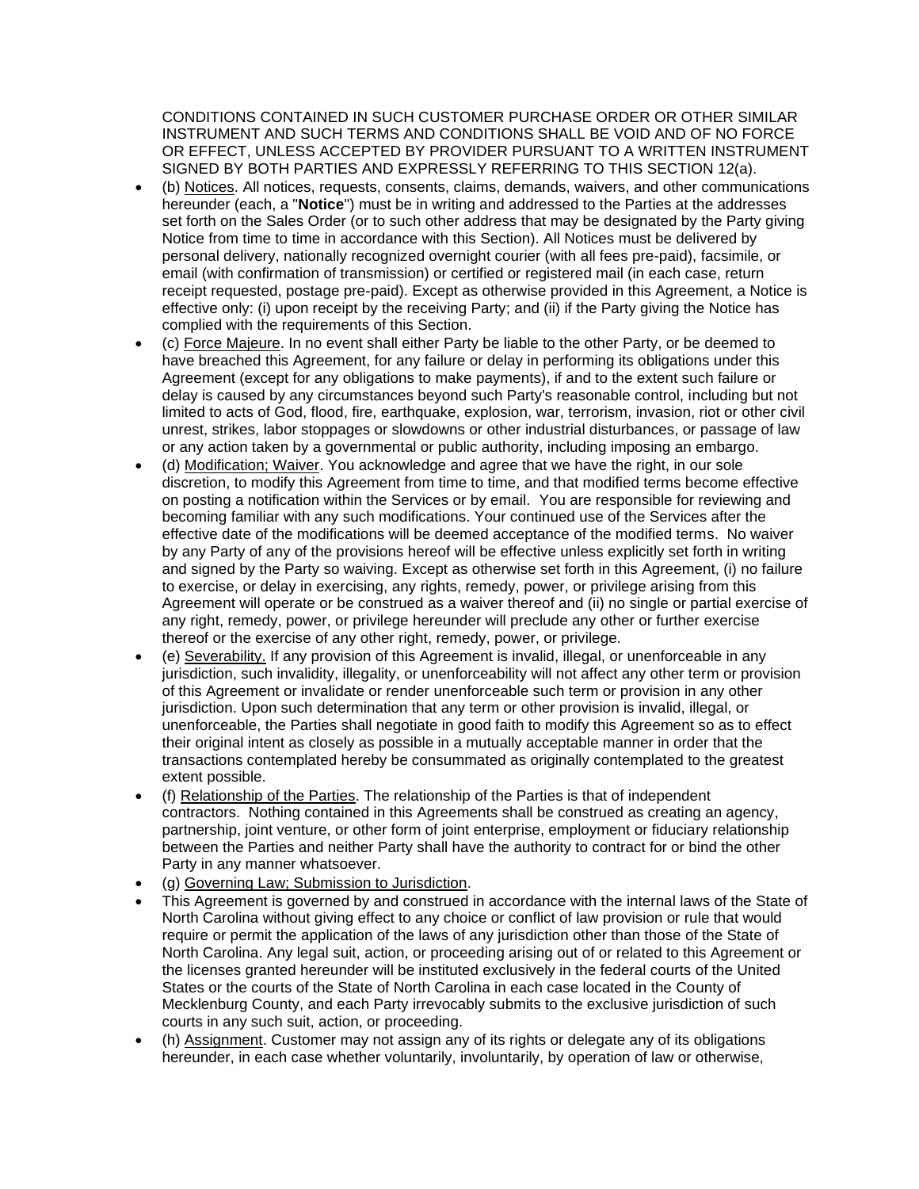CONDITIONS CONTAINED IN SUCH CUSTOMER PURCHASE ORDER OR OTHER SIMILAR INSTRUMENT AND SUCH TERMS AND CONDITIONS SHALL BE VOID AND OF NO FORCE OR EFFECT, UNLESS ACCEPTED BY PROVIDER PURSUANT TO A WRITTEN INSTRUMENT SIGNED BY BOTH PARTIES AND EXPRESSLY REFERRING TO THIS SECTION 12(a).

- (b) Notices. All notices, requests, consents, claims, demands, waivers, and other communications hereunder (each, a "**Notice**") must be in writing and addressed to the Parties at the addresses set forth on the Sales Order (or to such other address that may be designated by the Party giving Notice from time to time in accordance with this Section). All Notices must be delivered by personal delivery, nationally recognized overnight courier (with all fees pre-paid), facsimile, or email (with confirmation of transmission) or certified or registered mail (in each case, return receipt requested, postage pre-paid). Except as otherwise provided in this Agreement, a Notice is effective only: (i) upon receipt by the receiving Party; and (ii) if the Party giving the Notice has complied with the requirements of this Section.
- (c) Force Majeure. In no event shall either Party be liable to the other Party, or be deemed to have breached this Agreement, for any failure or delay in performing its obligations under this Agreement (except for any obligations to make payments), if and to the extent such failure or delay is caused by any circumstances beyond such Party's reasonable control, including but not limited to acts of God, flood, fire, earthquake, explosion, war, terrorism, invasion, riot or other civil unrest, strikes, labor stoppages or slowdowns or other industrial disturbances, or passage of law or any action taken by a governmental or public authority, including imposing an embargo.
- (d) Modification; Waiver. You acknowledge and agree that we have the right, in our sole discretion, to modify this Agreement from time to time, and that modified terms become effective on posting a notification within the Services or by email. You are responsible for reviewing and becoming familiar with any such modifications. Your continued use of the Services after the effective date of the modifications will be deemed acceptance of the modified terms. No waiver by any Party of any of the provisions hereof will be effective unless explicitly set forth in writing and signed by the Party so waiving. Except as otherwise set forth in this Agreement, (i) no failure to exercise, or delay in exercising, any rights, remedy, power, or privilege arising from this Agreement will operate or be construed as a waiver thereof and (ii) no single or partial exercise of any right, remedy, power, or privilege hereunder will preclude any other or further exercise thereof or the exercise of any other right, remedy, power, or privilege.
- (e) Severability. If any provision of this Agreement is invalid, illegal, or unenforceable in any jurisdiction, such invalidity, illegality, or unenforceability will not affect any other term or provision of this Agreement or invalidate or render unenforceable such term or provision in any other jurisdiction. Upon such determination that any term or other provision is invalid, illegal, or unenforceable, the Parties shall negotiate in good faith to modify this Agreement so as to effect their original intent as closely as possible in a mutually acceptable manner in order that the transactions contemplated hereby be consummated as originally contemplated to the greatest extent possible.
- (f) Relationship of the Parties. The relationship of the Parties is that of independent contractors. Nothing contained in this Agreements shall be construed as creating an agency, partnership, joint venture, or other form of joint enterprise, employment or fiduciary relationship between the Parties and neither Party shall have the authority to contract for or bind the other Party in any manner whatsoever.
- (g) Governing Law; Submission to Jurisdiction.
- This Agreement is governed by and construed in accordance with the internal laws of the State of North Carolina without giving effect to any choice or conflict of law provision or rule that would require or permit the application of the laws of any jurisdiction other than those of the State of North Carolina. Any legal suit, action, or proceeding arising out of or related to this Agreement or the licenses granted hereunder will be instituted exclusively in the federal courts of the United States or the courts of the State of North Carolina in each case located in the County of Mecklenburg County, and each Party irrevocably submits to the exclusive jurisdiction of such courts in any such suit, action, or proceeding.
- (h) Assignment. Customer may not assign any of its rights or delegate any of its obligations hereunder, in each case whether voluntarily, involuntarily, by operation of law or otherwise,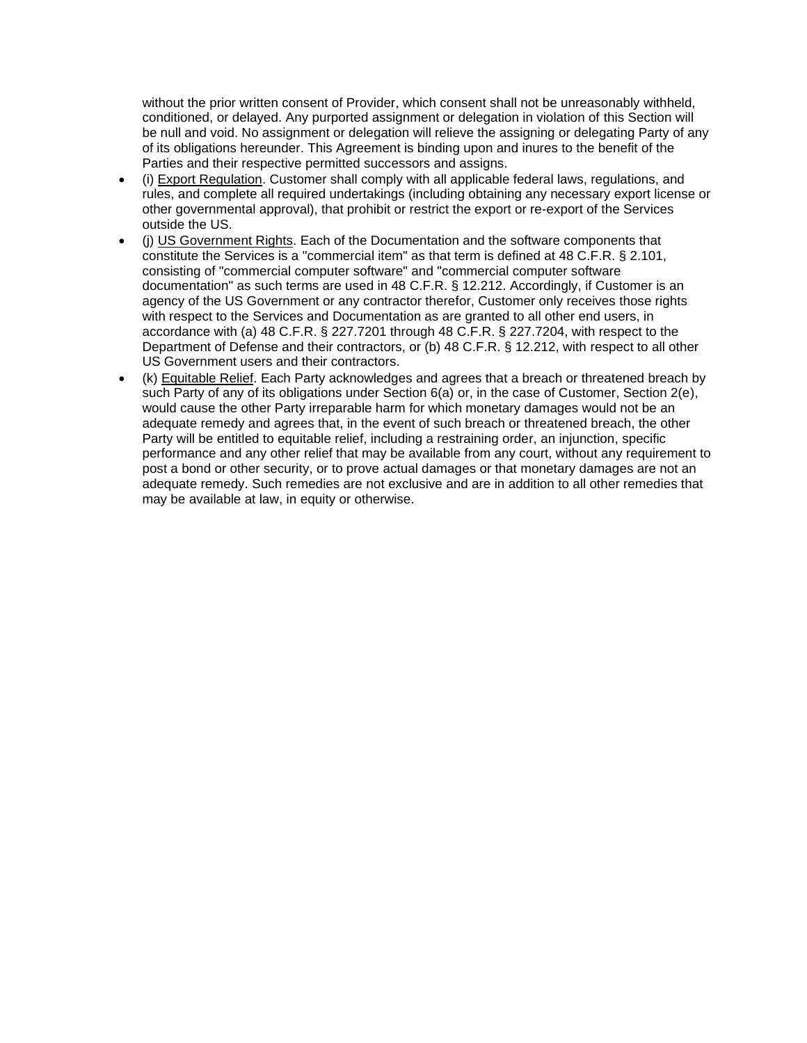without the prior written consent of Provider, which consent shall not be unreasonably withheld, conditioned, or delayed. Any purported assignment or delegation in violation of this Section will be null and void. No assignment or delegation will relieve the assigning or delegating Party of any of its obligations hereunder. This Agreement is binding upon and inures to the benefit of the Parties and their respective permitted successors and assigns.

- (i) Export Regulation. Customer shall comply with all applicable federal laws, regulations, and rules, and complete all required undertakings (including obtaining any necessary export license or other governmental approval), that prohibit or restrict the export or re-export of the Services outside the US.
- (j) US Government Rights. Each of the Documentation and the software components that constitute the Services is a "commercial item" as that term is defined at 48 C.F.R. § 2.101, consisting of "commercial computer software" and "commercial computer software documentation" as such terms are used in 48 C.F.R. § 12.212. Accordingly, if Customer is an agency of the US Government or any contractor therefor, Customer only receives those rights with respect to the Services and Documentation as are granted to all other end users, in accordance with (a) 48 C.F.R. § 227.7201 through 48 C.F.R. § 227.7204, with respect to the Department of Defense and their contractors, or (b) 48 C.F.R. § 12.212, with respect to all other US Government users and their contractors.
- (k) Equitable Relief. Each Party acknowledges and agrees that a breach or threatened breach by such Party of any of its obligations under Section 6(a) or, in the case of Customer, Section 2(e), would cause the other Party irreparable harm for which monetary damages would not be an adequate remedy and agrees that, in the event of such breach or threatened breach, the other Party will be entitled to equitable relief, including a restraining order, an injunction, specific performance and any other relief that may be available from any court, without any requirement to post a bond or other security, or to prove actual damages or that monetary damages are not an adequate remedy. Such remedies are not exclusive and are in addition to all other remedies that may be available at law, in equity or otherwise.